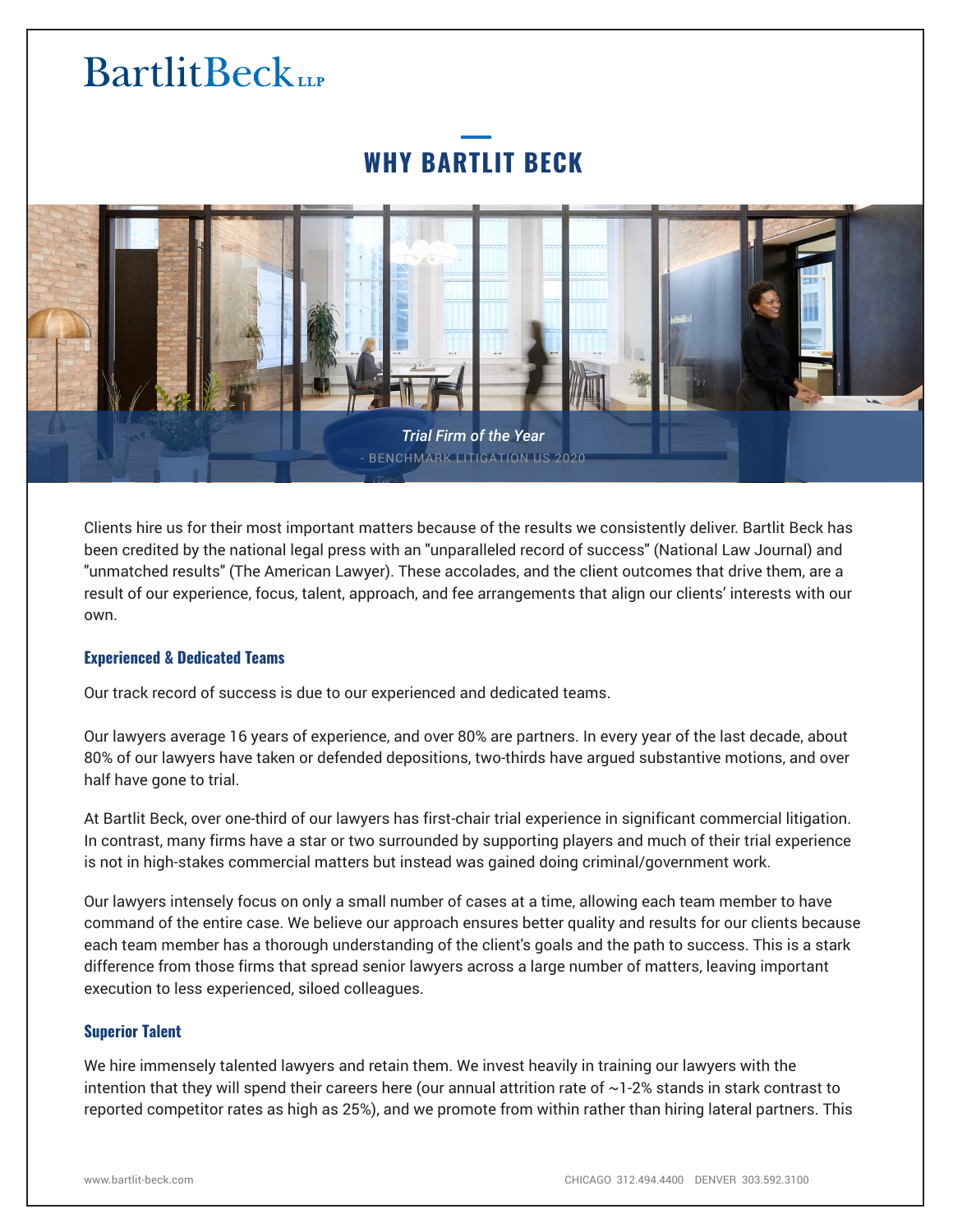# BartlitBeck LLP

## WHY BARTLIT BECK

*Trial Firm of the Year*
- BENCHMARK LITIGATION US 2020

Clients hire us for their most important matters because of the results we consistently deliver. Bartlit Beck has been credited by the national legal press with an "unparalleled record of success" (National Law Journal) and "unmatched results" (The American Lawyer). These accolades, and the client outcomes that drive them, are a result of our experience, focus, talent, approach, and fee arrangements that align our clients' interests with our own.

### Experienced & Dedicated Teams

Our track record of success is due to our experienced and dedicated teams.

Our lawyers average 16 years of experience, and over 80% are partners. In every year of the last decade, about 80% of our lawyers have taken or defended depositions, two-thirds have argued substantive motions, and over half have gone to trial.

At Bartlit Beck, over one-third of our lawyers has first-chair trial experience in significant commercial litigation. In contrast, many firms have a star or two surrounded by supporting players and much of their trial experience is not in high-stakes commercial matters but instead was gained doing criminal/government work.

Our lawyers intensely focus on only a small number of cases at a time, allowing each team member to have command of the entire case. We believe our approach ensures better quality and results for our clients because each team member has a thorough understanding of the client's goals and the path to success. This is a stark difference from those firms that spread senior lawyers across a large number of matters, leaving important execution to less experienced, siloed colleagues.

### Superior Talent

We hire immensely talented lawyers and retain them. We invest heavily in training our lawyers with the intention that they will spend their careers here (our annual attrition rate of ~1-2% stands in stark contrast to reported competitor rates as high as 25%), and we promote from within rather than hiring lateral partners. This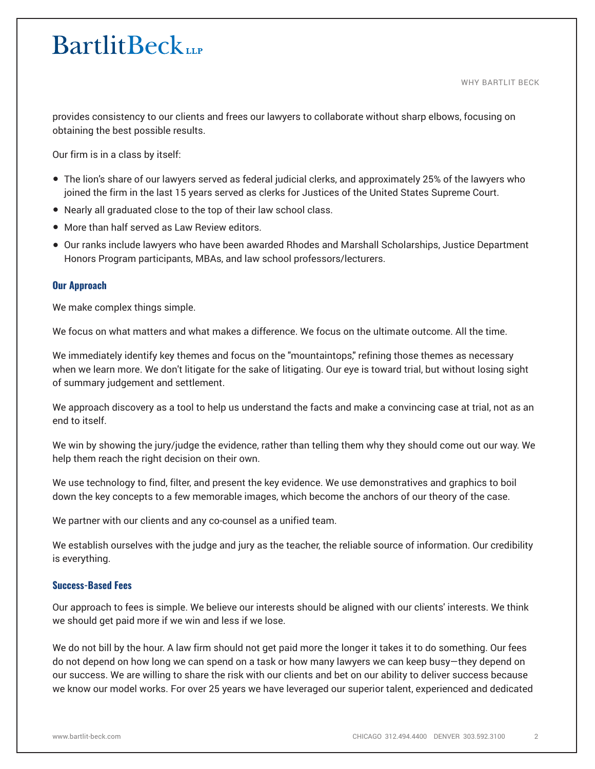provides consistency to our clients and frees our lawyers to collaborate without sharp elbows, focusing on obtaining the best possible results.

Our firm is in a class by itself:

- The lion's share of our lawyers served as federal judicial clerks, and approximately 25% of the lawyers who joined the firm in the last 15 years served as clerks for Justices of the United States Supreme Court.
- Nearly all graduated close to the top of their law school class.
- More than half served as Law Review editors.
- Our ranks include lawyers who have been awarded Rhodes and Marshall Scholarships, Justice Department Honors Program participants, MBAs, and law school professors/lecturers.

### Our Approach

We make complex things simple.

We focus on what matters and what makes a difference. We focus on the ultimate outcome. All the time.

We immediately identify key themes and focus on the "mountaintops," refining those themes as necessary when we learn more. We don't litigate for the sake of litigating. Our eye is toward trial, but without losing sight of summary judgement and settlement.

We approach discovery as a tool to help us understand the facts and make a convincing case at trial, not as an end to itself.

We win by showing the jury/judge the evidence, rather than telling them why they should come out our way. We help them reach the right decision on their own.

We use technology to find, filter, and present the key evidence. We use demonstratives and graphics to boil down the key concepts to a few memorable images, which become the anchors of our theory of the case.

We partner with our clients and any co-counsel as a unified team.

We establish ourselves with the judge and jury as the teacher, the reliable source of information. Our credibility is everything.

### Success-Based Fees

Our approach to fees is simple. We believe our interests should be aligned with our clients' interests. We think we should get paid more if we win and less if we lose.

We do not bill by the hour. A law firm should not get paid more the longer it takes it to do something. Our fees do not depend on how long we can spend on a task or how many lawyers we can keep busy—they depend on our success. We are willing to share the risk with our clients and bet on our ability to deliver success because we know our model works. For over 25 years we have leveraged our superior talent, experienced and dedicated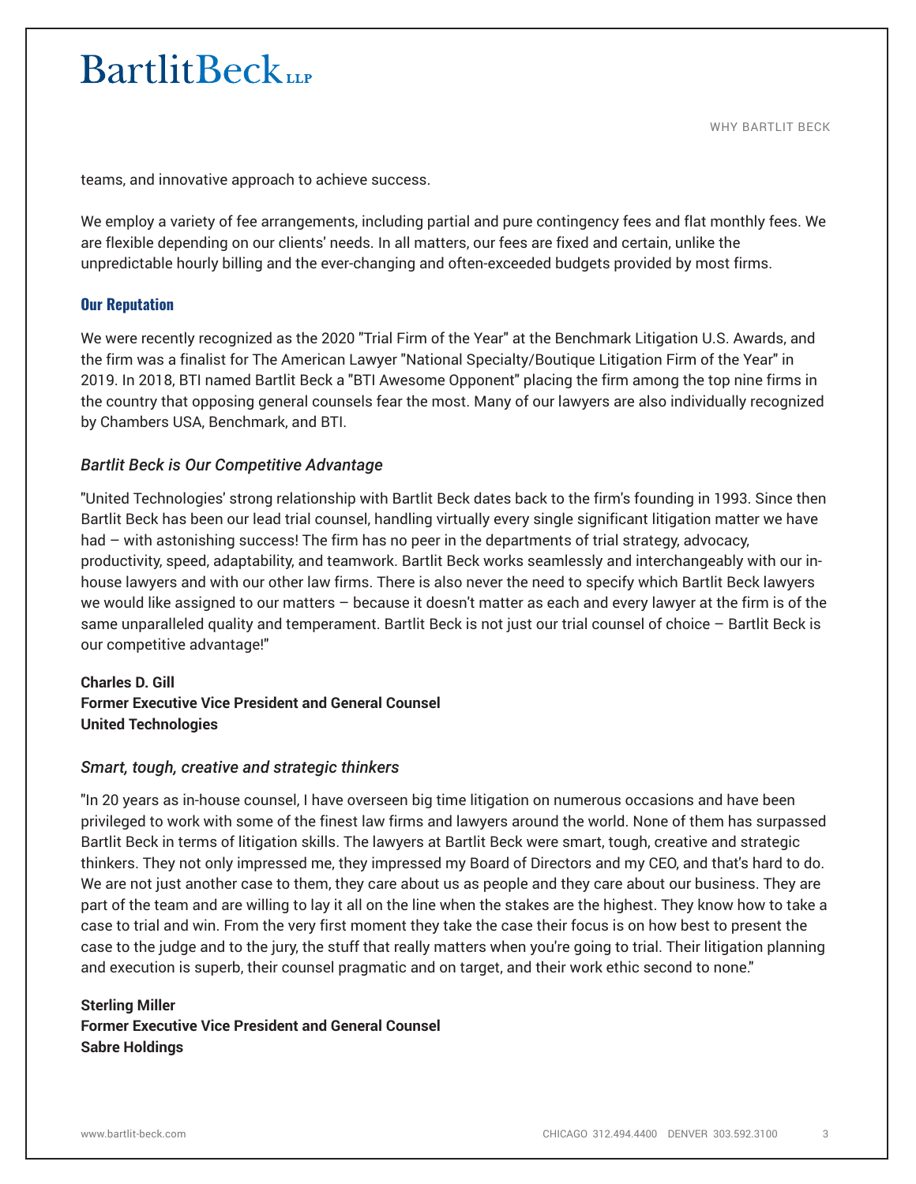teams, and innovative approach to achieve success.

We employ a variety of fee arrangements, including partial and pure contingency fees and flat monthly fees. We are flexible depending on our clients' needs. In all matters, our fees are fixed and certain, unlike the unpredictable hourly billing and the ever-changing and often-exceeded budgets provided by most firms.

### Our Reputation

We were recently recognized as the 2020 "Trial Firm of the Year" at the Benchmark Litigation U.S. Awards, and the firm was a finalist for The American Lawyer "National Specialty/Boutique Litigation Firm of the Year" in 2019. In 2018, BTI named Bartlit Beck a "BTI Awesome Opponent" placing the firm among the top nine firms in the country that opposing general counsels fear the most. Many of our lawyers are also individually recognized by Chambers USA, Benchmark, and BTI.

*Bartlit Beck is Our Competitive Advantage*

"United Technologies' strong relationship with Bartlit Beck dates back to the firm's founding in 1993. Since then Bartlit Beck has been our lead trial counsel, handling virtually every single significant litigation matter we have had – with astonishing success! The firm has no peer in the departments of trial strategy, advocacy, productivity, speed, adaptability, and teamwork. Bartlit Beck works seamlessly and interchangeably with our in-house lawyers and with our other law firms. There is also never the need to specify which Bartlit Beck lawyers we would like assigned to our matters – because it doesn't matter as each and every lawyer at the firm is of the same unparalleled quality and temperament. Bartlit Beck is not just our trial counsel of choice – Bartlit Beck is our competitive advantage!"

**Charles D. Gill**
**Former Executive Vice President and General Counsel**
**United Technologies**

*Smart, tough, creative and strategic thinkers*

"In 20 years as in-house counsel, I have overseen big time litigation on numerous occasions and have been privileged to work with some of the finest law firms and lawyers around the world. None of them has surpassed Bartlit Beck in terms of litigation skills. The lawyers at Bartlit Beck were smart, tough, creative and strategic thinkers. They not only impressed me, they impressed my Board of Directors and my CEO, and that's hard to do. We are not just another case to them, they care about us as people and they care about our business. They are part of the team and are willing to lay it all on the line when the stakes are the highest. They know how to take a case to trial and win. From the very first moment they take the case their focus is on how best to present the case to the judge and to the jury, the stuff that really matters when you're going to trial. Their litigation planning and execution is superb, their counsel pragmatic and on target, and their work ethic second to none."

**Sterling Miller**
**Former Executive Vice President and General Counsel**
**Sabre Holdings**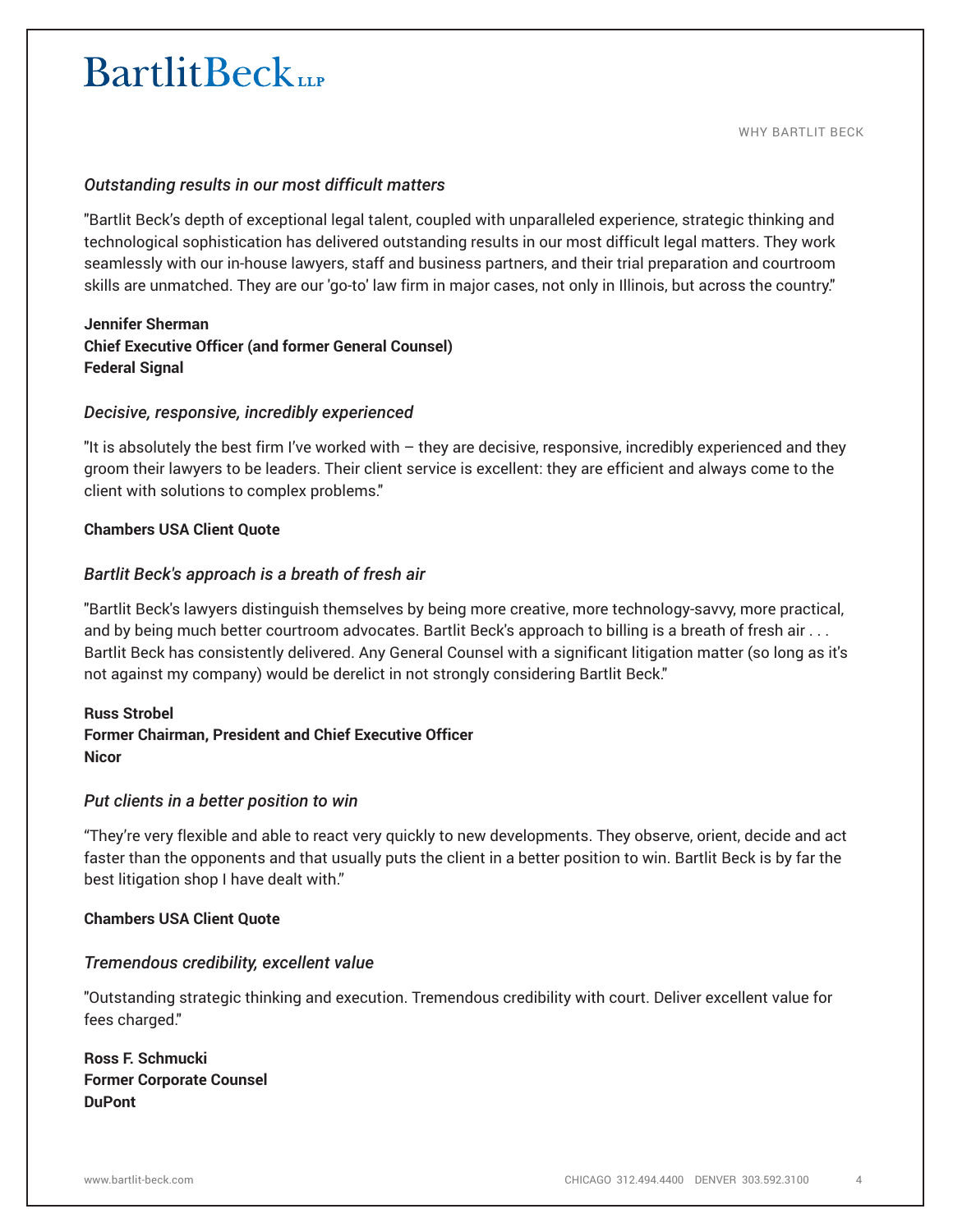WHY BARTLIT BECK

*Outstanding results in our most difficult matters*

"Bartlit Beck's depth of exceptional legal talent, coupled with unparalleled experience, strategic thinking and technological sophistication has delivered outstanding results in our most difficult legal matters. They work seamlessly with our in-house lawyers, staff and business partners, and their trial preparation and courtroom skills are unmatched. They are our 'go-to' law firm in major cases, not only in Illinois, but across the country."

**Jennifer Sherman**
**Chief Executive Officer (and former General Counsel)**
**Federal Signal**

*Decisive, responsive, incredibly experienced*

"It is absolutely the best firm I've worked with – they are decisive, responsive, incredibly experienced and they groom their lawyers to be leaders. Their client service is excellent: they are efficient and always come to the client with solutions to complex problems."

**Chambers USA Client Quote**

*Bartlit Beck's approach is a breath of fresh air*

"Bartlit Beck's lawyers distinguish themselves by being more creative, more technology-savvy, more practical, and by being much better courtroom advocates. Bartlit Beck's approach to billing is a breath of fresh air . . . Bartlit Beck has consistently delivered. Any General Counsel with a significant litigation matter (so long as it's not against my company) would be derelict in not strongly considering Bartlit Beck."

**Russ Strobel**
**Former Chairman, President and Chief Executive Officer**
**Nicor**

*Put clients in a better position to win*

"They're very flexible and able to react very quickly to new developments. They observe, orient, decide and act faster than the opponents and that usually puts the client in a better position to win. Bartlit Beck is by far the best litigation shop I have dealt with."

**Chambers USA Client Quote**

*Tremendous credibility, excellent value*

"Outstanding strategic thinking and execution. Tremendous credibility with court. Deliver excellent value for fees charged."

**Ross F. Schmucki**
**Former Corporate Counsel**
**DuPont**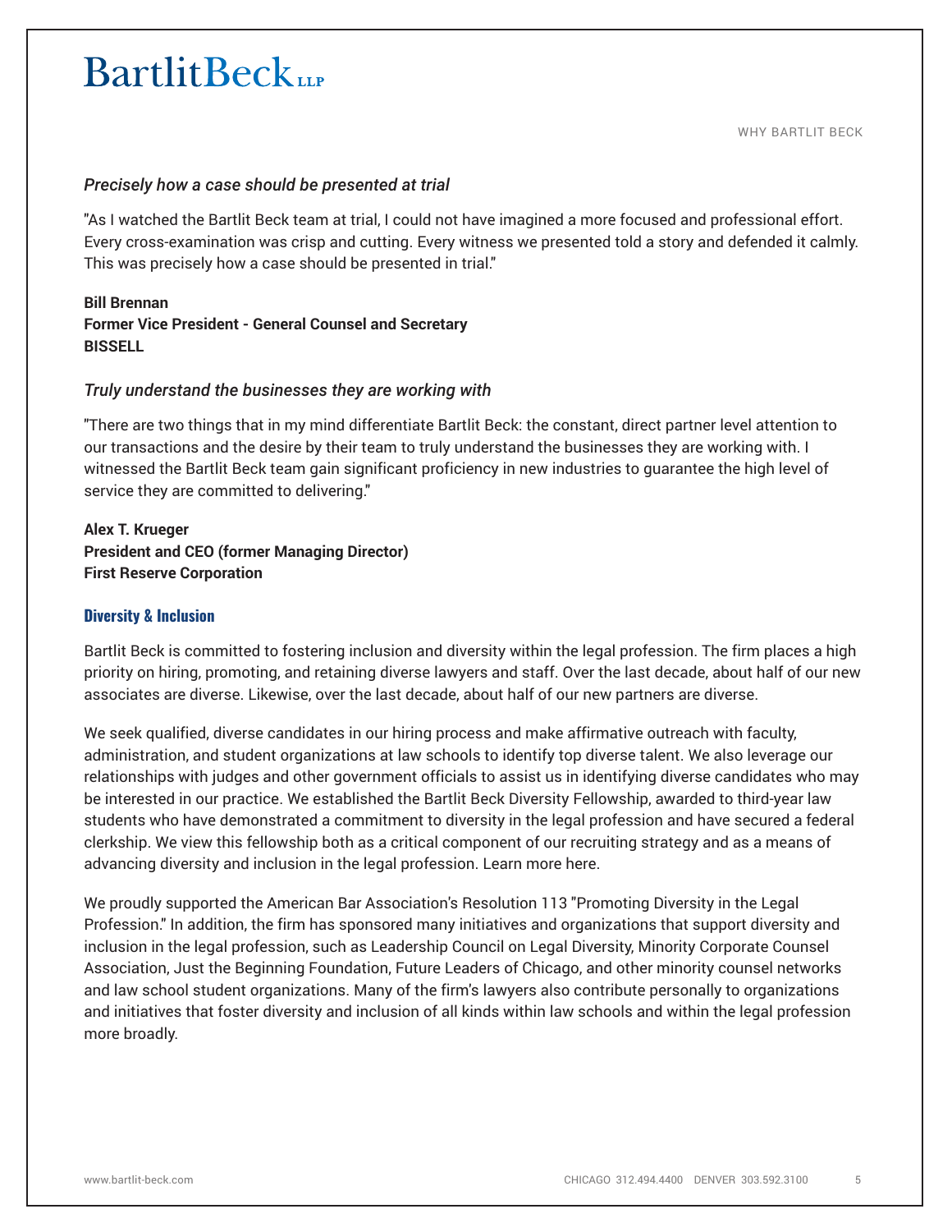*Precisely how a case should be presented at trial*

"As I watched the Bartlit Beck team at trial, I could not have imagined a more focused and professional effort. Every cross-examination was crisp and cutting. Every witness we presented told a story and defended it calmly. This was precisely how a case should be presented in trial."

**Bill Brennan**
**Former Vice President - General Counsel and Secretary**
**BISSELL**

*Truly understand the businesses they are working with*

"There are two things that in my mind differentiate Bartlit Beck: the constant, direct partner level attention to our transactions and the desire by their team to truly understand the businesses they are working with. I witnessed the Bartlit Beck team gain significant proficiency in new industries to guarantee the high level of service they are committed to delivering."

**Alex T. Krueger**
**President and CEO (former Managing Director)**
**First Reserve Corporation**

## Diversity & Inclusion

Bartlit Beck is committed to fostering inclusion and diversity within the legal profession. The firm places a high priority on hiring, promoting, and retaining diverse lawyers and staff. Over the last decade, about half of our new associates are diverse. Likewise, over the last decade, about half of our new partners are diverse.

We seek qualified, diverse candidates in our hiring process and make affirmative outreach with faculty, administration, and student organizations at law schools to identify top diverse talent. We also leverage our relationships with judges and other government officials to assist us in identifying diverse candidates who may be interested in our practice. We established the Bartlit Beck Diversity Fellowship, awarded to third-year law students who have demonstrated a commitment to diversity in the legal profession and have secured a federal clerkship. We view this fellowship both as a critical component of our recruiting strategy and as a means of advancing diversity and inclusion in the legal profession. Learn more here.

We proudly supported the American Bar Association's Resolution 113 "Promoting Diversity in the Legal Profession." In addition, the firm has sponsored many initiatives and organizations that support diversity and inclusion in the legal profession, such as Leadership Council on Legal Diversity, Minority Corporate Counsel Association, Just the Beginning Foundation, Future Leaders of Chicago, and other minority counsel networks and law school student organizations. Many of the firm's lawyers also contribute personally to organizations and initiatives that foster diversity and inclusion of all kinds within law schools and within the legal profession more broadly.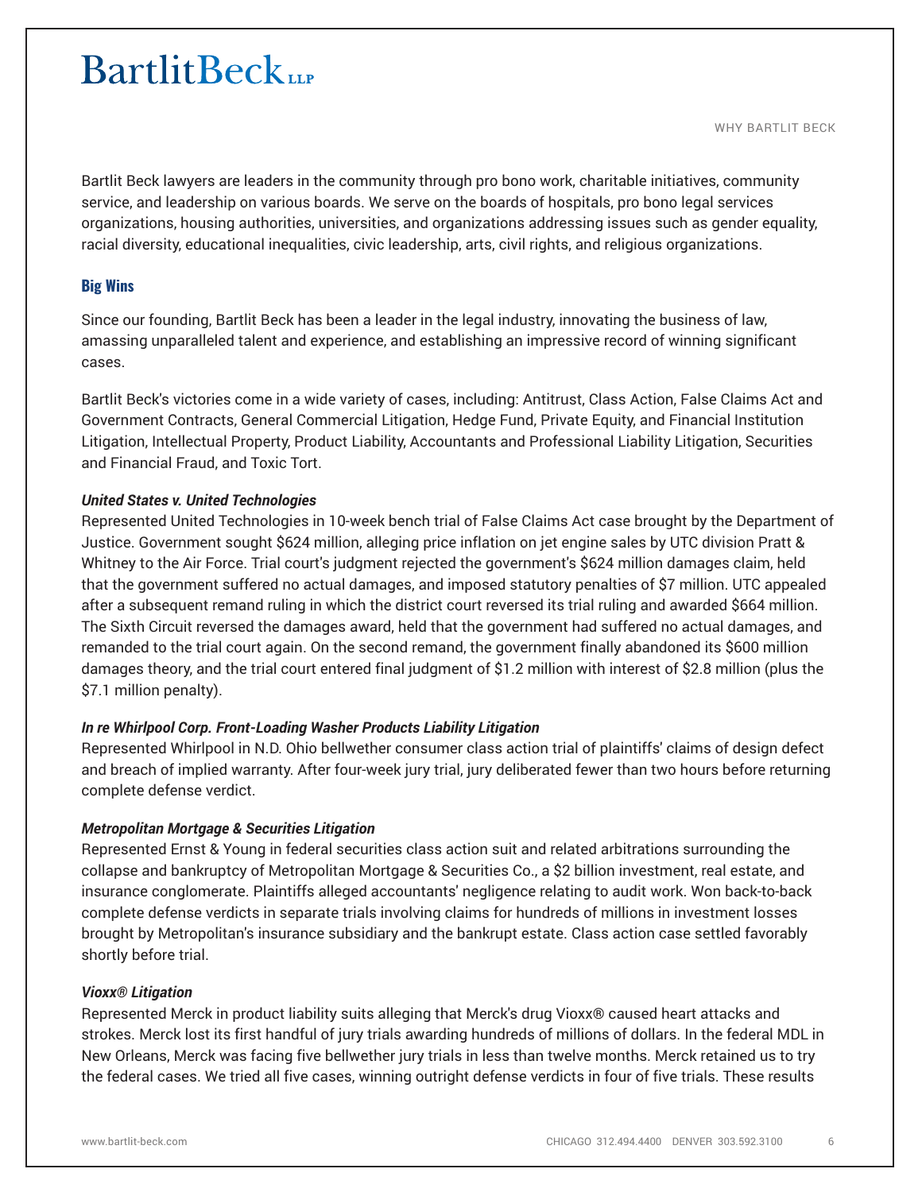Bartlit Beck lawyers are leaders in the community through pro bono work, charitable initiatives, community service, and leadership on various boards. We serve on the boards of hospitals, pro bono legal services organizations, housing authorities, universities, and organizations addressing issues such as gender equality, racial diversity, educational inequalities, civic leadership, arts, civil rights, and religious organizations.

## Big Wins

Since our founding, Bartlit Beck has been a leader in the legal industry, innovating the business of law, amassing unparalleled talent and experience, and establishing an impressive record of winning significant cases.

Bartlit Beck's victories come in a wide variety of cases, including: Antitrust, Class Action, False Claims Act and Government Contracts, General Commercial Litigation, Hedge Fund, Private Equity, and Financial Institution Litigation, Intellectual Property, Product Liability, Accountants and Professional Liability Litigation, Securities and Financial Fraud, and Toxic Tort.

***United States v. United Technologies***

Represented United Technologies in 10-week bench trial of False Claims Act case brought by the Department of Justice. Government sought $624 million, alleging price inflation on jet engine sales by UTC division Pratt & Whitney to the Air Force. Trial court's judgment rejected the government's $624 million damages claim, held that the government suffered no actual damages, and imposed statutory penalties of $7 million. UTC appealed after a subsequent remand ruling in which the district court reversed its trial ruling and awarded $664 million. The Sixth Circuit reversed the damages award, held that the government had suffered no actual damages, and remanded to the trial court again. On the second remand, the government finally abandoned its $600 million damages theory, and the trial court entered final judgment of $1.2 million with interest of $2.8 million (plus the $7.1 million penalty).

***In re Whirlpool Corp. Front-Loading Washer Products Liability Litigation***

Represented Whirlpool in N.D. Ohio bellwether consumer class action trial of plaintiffs' claims of design defect and breach of implied warranty. After four-week jury trial, jury deliberated fewer than two hours before returning complete defense verdict.

***Metropolitan Mortgage & Securities Litigation***

Represented Ernst & Young in federal securities class action suit and related arbitrations surrounding the collapse and bankruptcy of Metropolitan Mortgage & Securities Co., a $2 billion investment, real estate, and insurance conglomerate. Plaintiffs alleged accountants' negligence relating to audit work. Won back-to-back complete defense verdicts in separate trials involving claims for hundreds of millions in investment losses brought by Metropolitan's insurance subsidiary and the bankrupt estate. Class action case settled favorably shortly before trial.

***Vioxx® Litigation***

Represented Merck in product liability suits alleging that Merck's drug Vioxx® caused heart attacks and strokes. Merck lost its first handful of jury trials awarding hundreds of millions of dollars. In the federal MDL in New Orleans, Merck was facing five bellwether jury trials in less than twelve months. Merck retained us to try the federal cases. We tried all five cases, winning outright defense verdicts in four of five trials. These results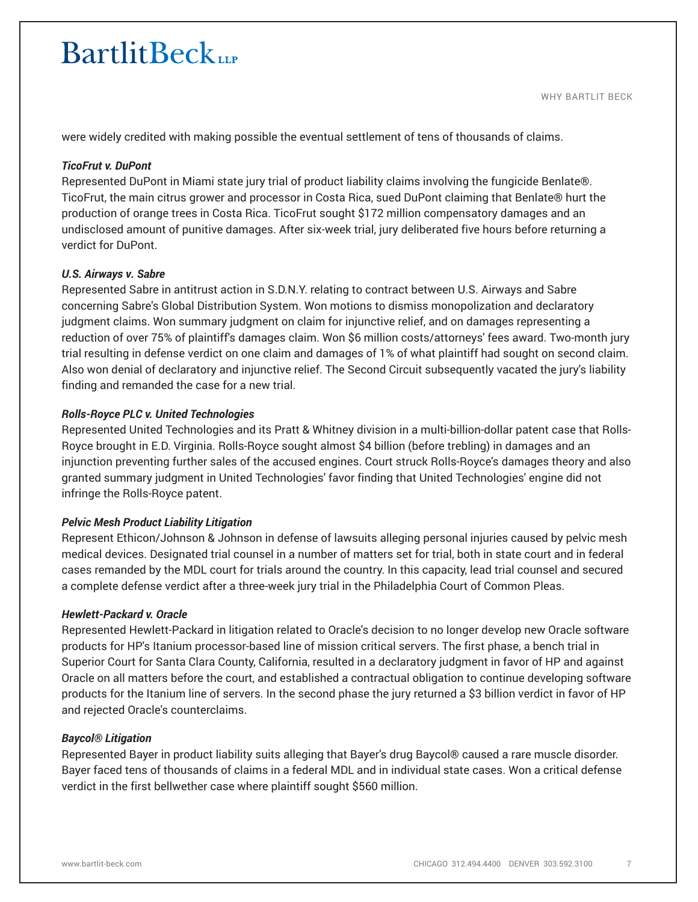were widely credited with making possible the eventual settlement of tens of thousands of claims.

***TicoFrut v. DuPont***
Represented DuPont in Miami state jury trial of product liability claims involving the fungicide Benlate®. TicoFrut, the main citrus grower and processor in Costa Rica, sued DuPont claiming that Benlate® hurt the production of orange trees in Costa Rica. TicoFrut sought $172 million compensatory damages and an undisclosed amount of punitive damages. After six-week trial, jury deliberated five hours before returning a verdict for DuPont.

***U.S. Airways v. Sabre***
Represented Sabre in antitrust action in S.D.N.Y. relating to contract between U.S. Airways and Sabre concerning Sabre's Global Distribution System. Won motions to dismiss monopolization and declaratory judgment claims. Won summary judgment on claim for injunctive relief, and on damages representing a reduction of over 75% of plaintiff's damages claim. Won $6 million costs/attorneys' fees award. Two-month jury trial resulting in defense verdict on one claim and damages of 1% of what plaintiff had sought on second claim. Also won denial of declaratory and injunctive relief. The Second Circuit subsequently vacated the jury's liability finding and remanded the case for a new trial.

***Rolls-Royce PLC v. United Technologies***
Represented United Technologies and its Pratt & Whitney division in a multi-billion-dollar patent case that Rolls-Royce brought in E.D. Virginia. Rolls-Royce sought almost $4 billion (before trebling) in damages and an injunction preventing further sales of the accused engines. Court struck Rolls-Royce's damages theory and also granted summary judgment in United Technologies' favor finding that United Technologies' engine did not infringe the Rolls-Royce patent.

***Pelvic Mesh Product Liability Litigation***
Represent Ethicon/Johnson & Johnson in defense of lawsuits alleging personal injuries caused by pelvic mesh medical devices. Designated trial counsel in a number of matters set for trial, both in state court and in federal cases remanded by the MDL court for trials around the country. In this capacity, lead trial counsel and secured a complete defense verdict after a three-week jury trial in the Philadelphia Court of Common Pleas.

***Hewlett-Packard v. Oracle***
Represented Hewlett-Packard in litigation related to Oracle's decision to no longer develop new Oracle software products for HP's Itanium processor-based line of mission critical servers. The first phase, a bench trial in Superior Court for Santa Clara County, California, resulted in a declaratory judgment in favor of HP and against Oracle on all matters before the court, and established a contractual obligation to continue developing software products for the Itanium line of servers. In the second phase the jury returned a $3 billion verdict in favor of HP and rejected Oracle's counterclaims.

***Baycol® Litigation***
Represented Bayer in product liability suits alleging that Bayer's drug Baycol® caused a rare muscle disorder. Bayer faced tens of thousands of claims in a federal MDL and in individual state cases. Won a critical defense verdict in the first bellwether case where plaintiff sought $560 million.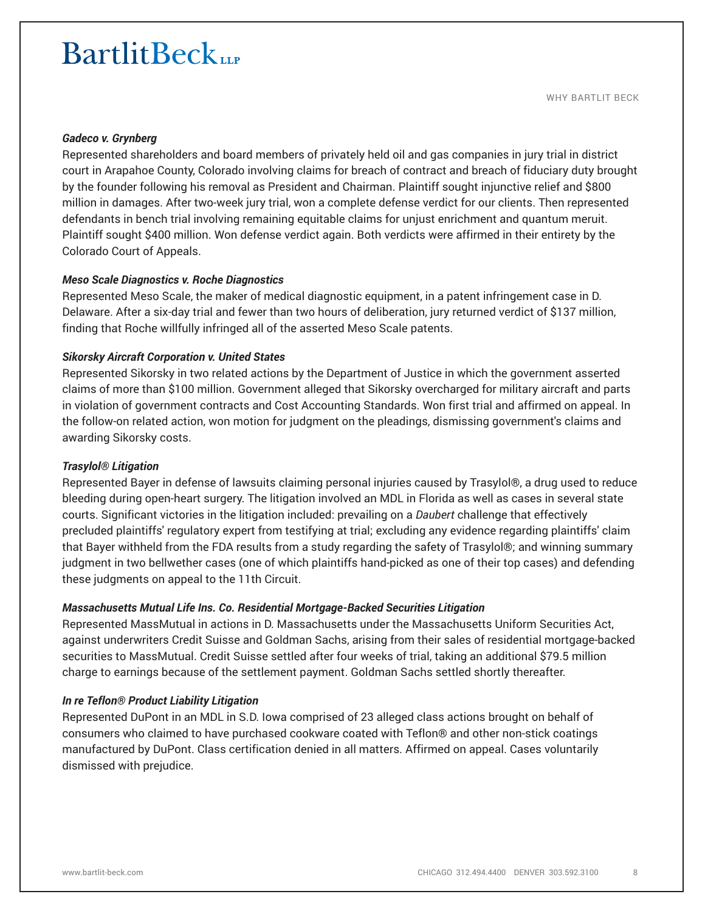***Gadeco v. Grynberg***

Represented shareholders and board members of privately held oil and gas companies in jury trial in district court in Arapahoe County, Colorado involving claims for breach of contract and breach of fiduciary duty brought by the founder following his removal as President and Chairman. Plaintiff sought injunctive relief and $800 million in damages. After two-week jury trial, won a complete defense verdict for our clients. Then represented defendants in bench trial involving remaining equitable claims for unjust enrichment and quantum meruit. Plaintiff sought $400 million. Won defense verdict again. Both verdicts were affirmed in their entirety by the Colorado Court of Appeals.

***Meso Scale Diagnostics v. Roche Diagnostics***

Represented Meso Scale, the maker of medical diagnostic equipment, in a patent infringement case in D. Delaware. After a six-day trial and fewer than two hours of deliberation, jury returned verdict of $137 million, finding that Roche willfully infringed all of the asserted Meso Scale patents.

***Sikorsky Aircraft Corporation v. United States***

Represented Sikorsky in two related actions by the Department of Justice in which the government asserted claims of more than $100 million. Government alleged that Sikorsky overcharged for military aircraft and parts in violation of government contracts and Cost Accounting Standards. Won first trial and affirmed on appeal. In the follow-on related action, won motion for judgment on the pleadings, dismissing government's claims and awarding Sikorsky costs.

***Trasylol® Litigation***

Represented Bayer in defense of lawsuits claiming personal injuries caused by Trasylol®, a drug used to reduce bleeding during open-heart surgery. The litigation involved an MDL in Florida as well as cases in several state courts. Significant victories in the litigation included: prevailing on a *Daubert* challenge that effectively precluded plaintiffs' regulatory expert from testifying at trial; excluding any evidence regarding plaintiffs' claim that Bayer withheld from the FDA results from a study regarding the safety of Trasylol®; and winning summary judgment in two bellwether cases (one of which plaintiffs hand-picked as one of their top cases) and defending these judgments on appeal to the 11th Circuit.

***Massachusetts Mutual Life Ins. Co. Residential Mortgage-Backed Securities Litigation***

Represented MassMutual in actions in D. Massachusetts under the Massachusetts Uniform Securities Act, against underwriters Credit Suisse and Goldman Sachs, arising from their sales of residential mortgage-backed securities to MassMutual. Credit Suisse settled after four weeks of trial, taking an additional $79.5 million charge to earnings because of the settlement payment. Goldman Sachs settled shortly thereafter.

***In re Teflon® Product Liability Litigation***

Represented DuPont in an MDL in S.D. Iowa comprised of 23 alleged class actions brought on behalf of consumers who claimed to have purchased cookware coated with Teflon® and other non-stick coatings manufactured by DuPont. Class certification denied in all matters. Affirmed on appeal. Cases voluntarily dismissed with prejudice.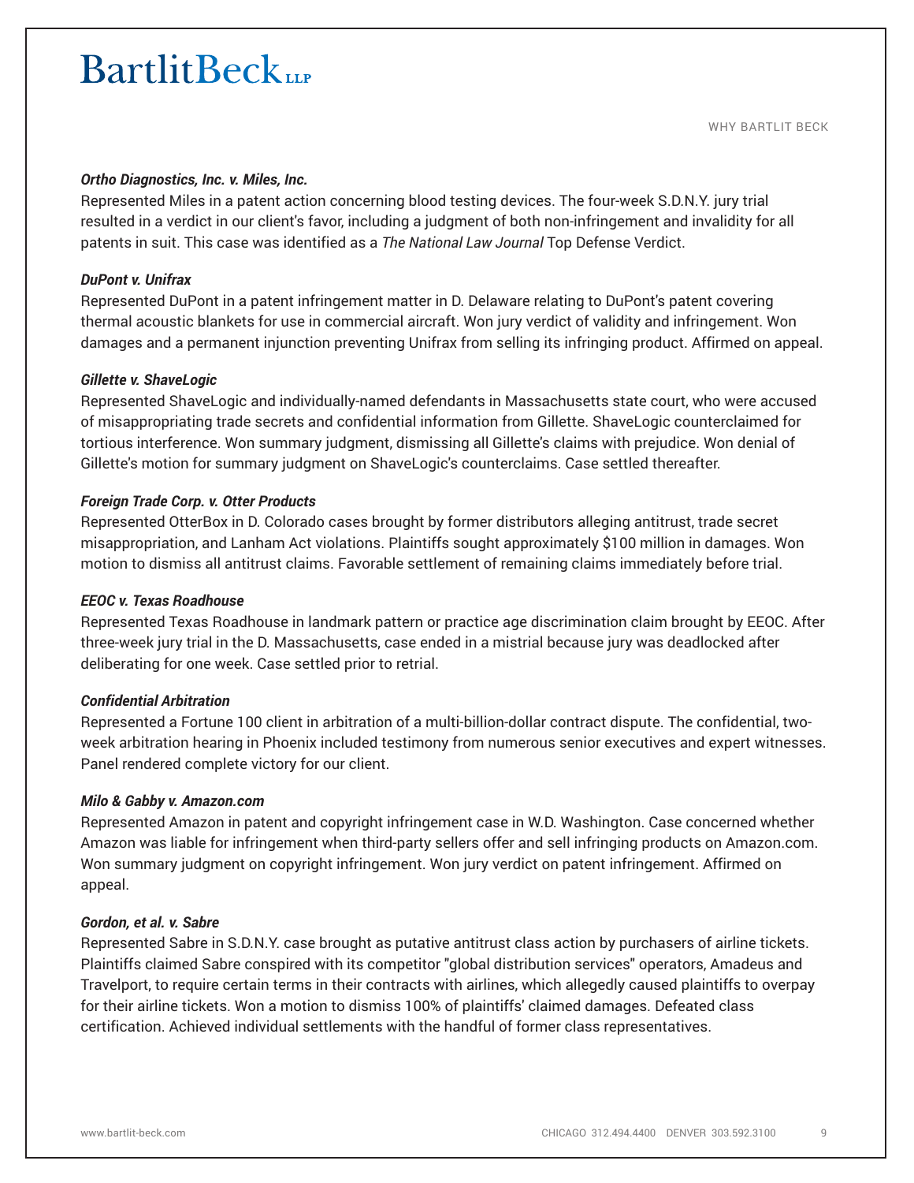***Ortho Diagnostics, Inc. v. Miles, Inc.***
Represented Miles in a patent action concerning blood testing devices. The four-week S.D.N.Y. jury trial resulted in a verdict in our client's favor, including a judgment of both non-infringement and invalidity for all patents in suit. This case was identified as a *The National Law Journal* Top Defense Verdict.

***DuPont v. Unifrax***
Represented DuPont in a patent infringement matter in D. Delaware relating to DuPont's patent covering thermal acoustic blankets for use in commercial aircraft. Won jury verdict of validity and infringement. Won damages and a permanent injunction preventing Unifrax from selling its infringing product. Affirmed on appeal.

***Gillette v. ShaveLogic***
Represented ShaveLogic and individually-named defendants in Massachusetts state court, who were accused of misappropriating trade secrets and confidential information from Gillette. ShaveLogic counterclaimed for tortious interference. Won summary judgment, dismissing all Gillette's claims with prejudice. Won denial of Gillette's motion for summary judgment on ShaveLogic's counterclaims. Case settled thereafter.

***Foreign Trade Corp. v. Otter Products***
Represented OtterBox in D. Colorado cases brought by former distributors alleging antitrust, trade secret misappropriation, and Lanham Act violations. Plaintiffs sought approximately $100 million in damages. Won motion to dismiss all antitrust claims. Favorable settlement of remaining claims immediately before trial.

***EEOC v. Texas Roadhouse***
Represented Texas Roadhouse in landmark pattern or practice age discrimination claim brought by EEOC. After three-week jury trial in the D. Massachusetts, case ended in a mistrial because jury was deadlocked after deliberating for one week. Case settled prior to retrial.

***Confidential Arbitration***
Represented a Fortune 100 client in arbitration of a multi-billion-dollar contract dispute. The confidential, two-week arbitration hearing in Phoenix included testimony from numerous senior executives and expert witnesses. Panel rendered complete victory for our client.

***Milo & Gabby v. Amazon.com***
Represented Amazon in patent and copyright infringement case in W.D. Washington. Case concerned whether Amazon was liable for infringement when third-party sellers offer and sell infringing products on Amazon.com. Won summary judgment on copyright infringement. Won jury verdict on patent infringement. Affirmed on appeal.

***Gordon, et al. v. Sabre***
Represented Sabre in S.D.N.Y. case brought as putative antitrust class action by purchasers of airline tickets. Plaintiffs claimed Sabre conspired with its competitor "global distribution services" operators, Amadeus and Travelport, to require certain terms in their contracts with airlines, which allegedly caused plaintiffs to overpay for their airline tickets. Won a motion to dismiss 100% of plaintiffs' claimed damages. Defeated class certification. Achieved individual settlements with the handful of former class representatives.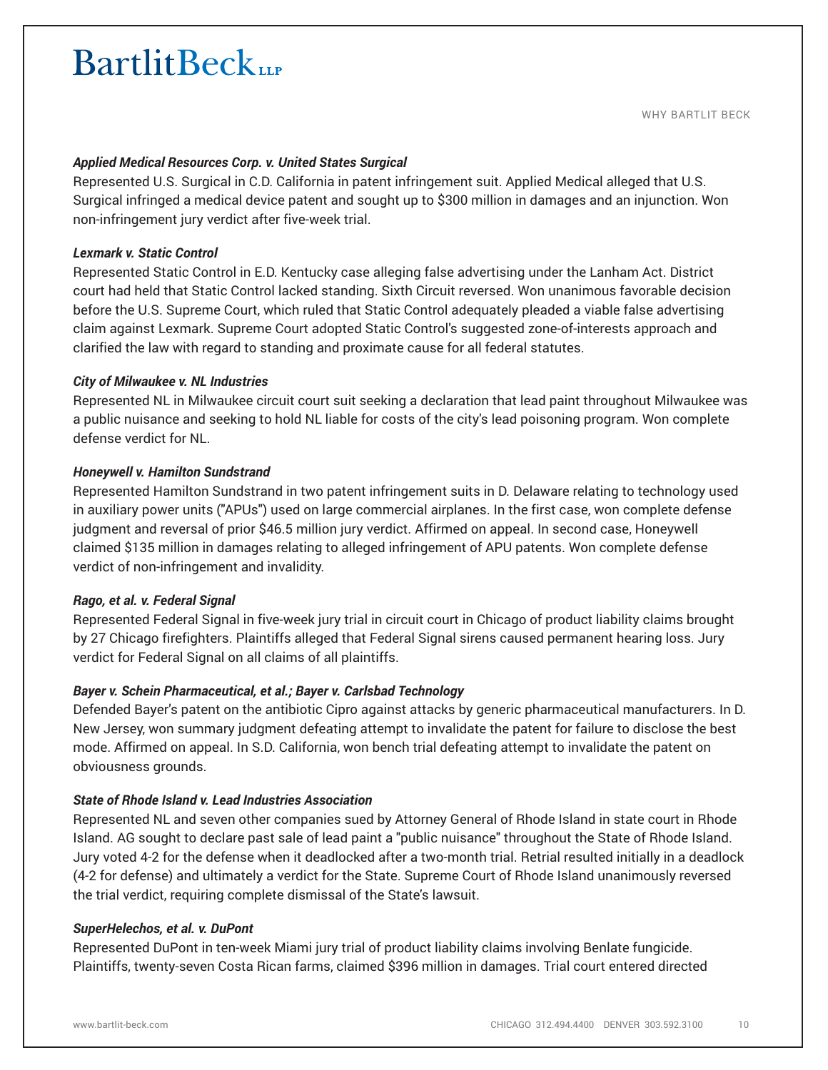***Applied Medical Resources Corp. v. United States Surgical***
Represented U.S. Surgical in C.D. California in patent infringement suit. Applied Medical alleged that U.S. Surgical infringed a medical device patent and sought up to $300 million in damages and an injunction. Won non-infringement jury verdict after five-week trial.

***Lexmark v. Static Control***
Represented Static Control in E.D. Kentucky case alleging false advertising under the Lanham Act. District court had held that Static Control lacked standing. Sixth Circuit reversed. Won unanimous favorable decision before the U.S. Supreme Court, which ruled that Static Control adequately pleaded a viable false advertising claim against Lexmark. Supreme Court adopted Static Control's suggested zone-of-interests approach and clarified the law with regard to standing and proximate cause for all federal statutes.

***City of Milwaukee v. NL Industries***
Represented NL in Milwaukee circuit court suit seeking a declaration that lead paint throughout Milwaukee was a public nuisance and seeking to hold NL liable for costs of the city's lead poisoning program. Won complete defense verdict for NL.

***Honeywell v. Hamilton Sundstrand***
Represented Hamilton Sundstrand in two patent infringement suits in D. Delaware relating to technology used in auxiliary power units ("APUs") used on large commercial airplanes. In the first case, won complete defense judgment and reversal of prior $46.5 million jury verdict. Affirmed on appeal. In second case, Honeywell claimed $135 million in damages relating to alleged infringement of APU patents. Won complete defense verdict of non-infringement and invalidity.

***Rago, et al. v. Federal Signal***
Represented Federal Signal in five-week jury trial in circuit court in Chicago of product liability claims brought by 27 Chicago firefighters. Plaintiffs alleged that Federal Signal sirens caused permanent hearing loss. Jury verdict for Federal Signal on all claims of all plaintiffs.

***Bayer v. Schein Pharmaceutical, et al.; Bayer v. Carlsbad Technology***
Defended Bayer's patent on the antibiotic Cipro against attacks by generic pharmaceutical manufacturers. In D. New Jersey, won summary judgment defeating attempt to invalidate the patent for failure to disclose the best mode. Affirmed on appeal. In S.D. California, won bench trial defeating attempt to invalidate the patent on obviousness grounds.

***State of Rhode Island v. Lead Industries Association***
Represented NL and seven other companies sued by Attorney General of Rhode Island in state court in Rhode Island. AG sought to declare past sale of lead paint a "public nuisance" throughout the State of Rhode Island. Jury voted 4-2 for the defense when it deadlocked after a two-month trial. Retrial resulted initially in a deadlock (4-2 for defense) and ultimately a verdict for the State. Supreme Court of Rhode Island unanimously reversed the trial verdict, requiring complete dismissal of the State's lawsuit.

***SuperHelechos, et al. v. DuPont***
Represented DuPont in ten-week Miami jury trial of product liability claims involving Benlate fungicide. Plaintiffs, twenty-seven Costa Rican farms, claimed $396 million in damages. Trial court entered directed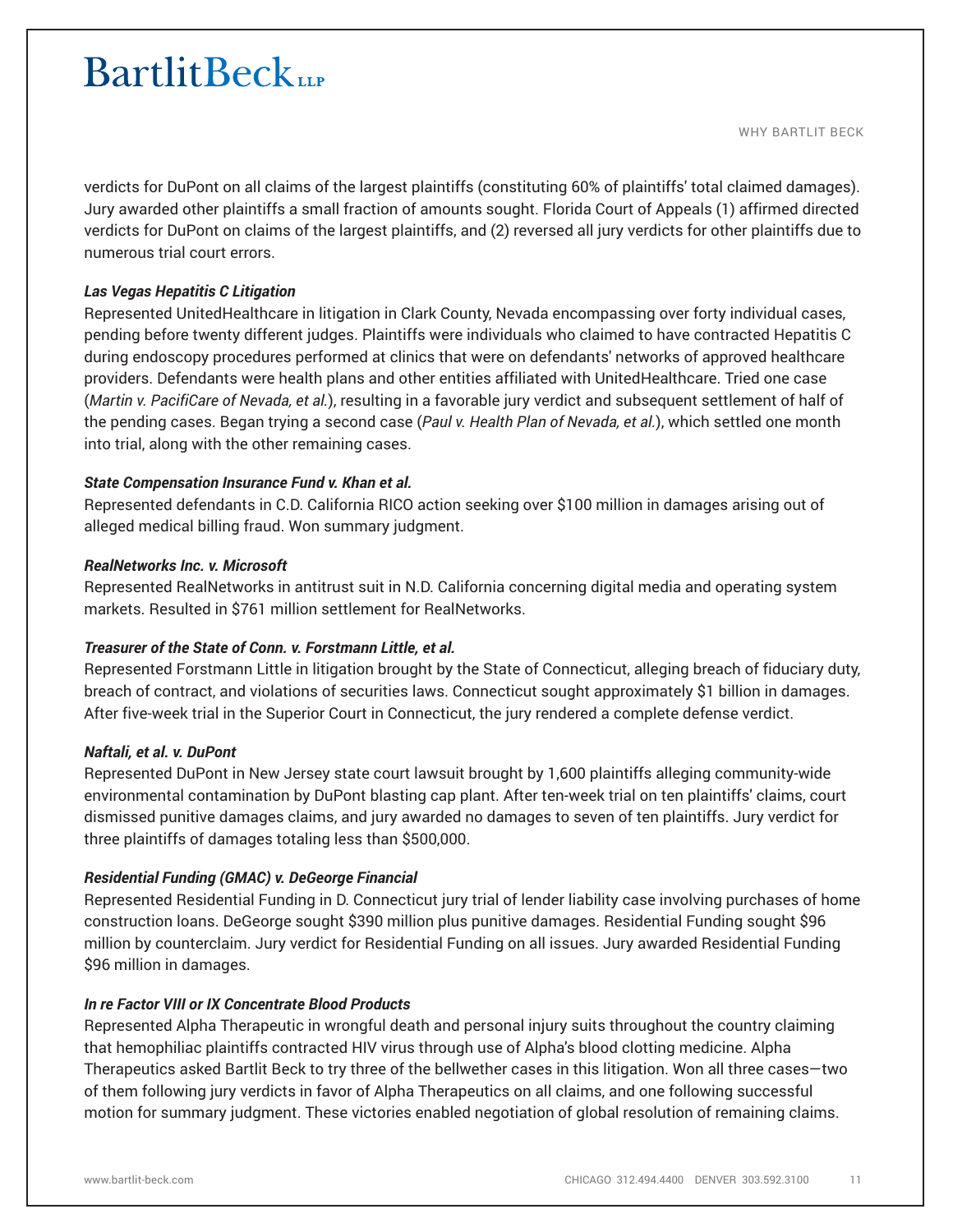verdicts for DuPont on all claims of the largest plaintiffs (constituting 60% of plaintiffs' total claimed damages). Jury awarded other plaintiffs a small fraction of amounts sought. Florida Court of Appeals (1) affirmed directed verdicts for DuPont on claims of the largest plaintiffs, and (2) reversed all jury verdicts for other plaintiffs due to numerous trial court errors.

***Las Vegas Hepatitis C Litigation***

Represented UnitedHealthcare in litigation in Clark County, Nevada encompassing over forty individual cases, pending before twenty different judges. Plaintiffs were individuals who claimed to have contracted Hepatitis C during endoscopy procedures performed at clinics that were on defendants' networks of approved healthcare providers. Defendants were health plans and other entities affiliated with UnitedHealthcare. Tried one case (*Martin v. PacifiCare of Nevada, et al.*), resulting in a favorable jury verdict and subsequent settlement of half of the pending cases. Began trying a second case (*Paul v. Health Plan of Nevada, et al.*), which settled one month into trial, along with the other remaining cases.

***State Compensation Insurance Fund v. Khan et al.***

Represented defendants in C.D. California RICO action seeking over $100 million in damages arising out of alleged medical billing fraud. Won summary judgment.

***RealNetworks Inc. v. Microsoft***

Represented RealNetworks in antitrust suit in N.D. California concerning digital media and operating system markets. Resulted in $761 million settlement for RealNetworks.

***Treasurer of the State of Conn. v. Forstmann Little, et al.***

Represented Forstmann Little in litigation brought by the State of Connecticut, alleging breach of fiduciary duty, breach of contract, and violations of securities laws. Connecticut sought approximately $1 billion in damages. After five-week trial in the Superior Court in Connecticut, the jury rendered a complete defense verdict.

***Naftali, et al. v. DuPont***

Represented DuPont in New Jersey state court lawsuit brought by 1,600 plaintiffs alleging community-wide environmental contamination by DuPont blasting cap plant. After ten-week trial on ten plaintiffs' claims, court dismissed punitive damages claims, and jury awarded no damages to seven of ten plaintiffs. Jury verdict for three plaintiffs of damages totaling less than $500,000.

***Residential Funding (GMAC) v. DeGeorge Financial***

Represented Residential Funding in D. Connecticut jury trial of lender liability case involving purchases of home construction loans. DeGeorge sought $390 million plus punitive damages. Residential Funding sought $96 million by counterclaim. Jury verdict for Residential Funding on all issues. Jury awarded Residential Funding $96 million in damages.

***In re Factor VIII or IX Concentrate Blood Products***

Represented Alpha Therapeutic in wrongful death and personal injury suits throughout the country claiming that hemophiliac plaintiffs contracted HIV virus through use of Alpha's blood clotting medicine. Alpha Therapeutics asked Bartlit Beck to try three of the bellwether cases in this litigation. Won all three cases—two of them following jury verdicts in favor of Alpha Therapeutics on all claims, and one following successful motion for summary judgment. These victories enabled negotiation of global resolution of remaining claims.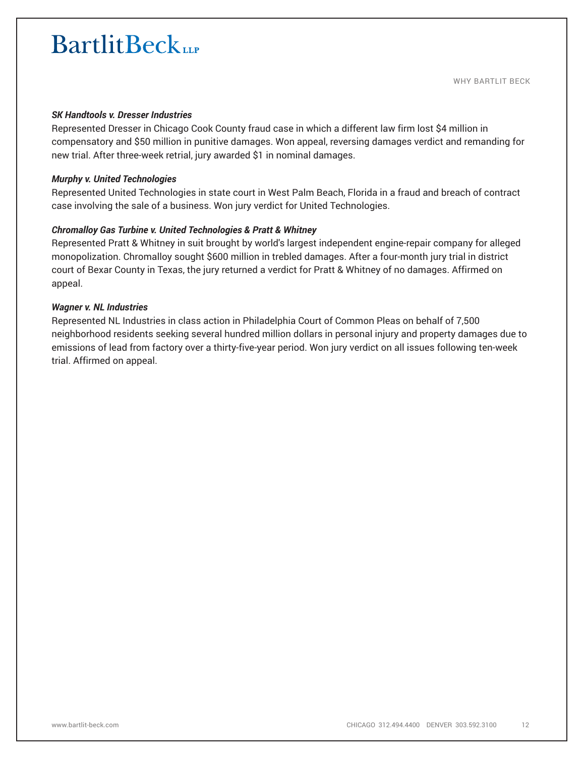***SK Handtools v. Dresser Industries***

Represented Dresser in Chicago Cook County fraud case in which a different law firm lost $4 million in compensatory and $50 million in punitive damages. Won appeal, reversing damages verdict and remanding for new trial. After three-week retrial, jury awarded $1 in nominal damages.

***Murphy v. United Technologies***

Represented United Technologies in state court in West Palm Beach, Florida in a fraud and breach of contract case involving the sale of a business. Won jury verdict for United Technologies.

***Chromalloy Gas Turbine v. United Technologies & Pratt & Whitney***

Represented Pratt & Whitney in suit brought by world's largest independent engine-repair company for alleged monopolization. Chromalloy sought $600 million in trebled damages. After a four-month jury trial in district court of Bexar County in Texas, the jury returned a verdict for Pratt & Whitney of no damages. Affirmed on appeal.

***Wagner v. NL Industries***

Represented NL Industries in class action in Philadelphia Court of Common Pleas on behalf of 7,500 neighborhood residents seeking several hundred million dollars in personal injury and property damages due to emissions of lead from factory over a thirty-five-year period. Won jury verdict on all issues following ten-week trial. Affirmed on appeal.